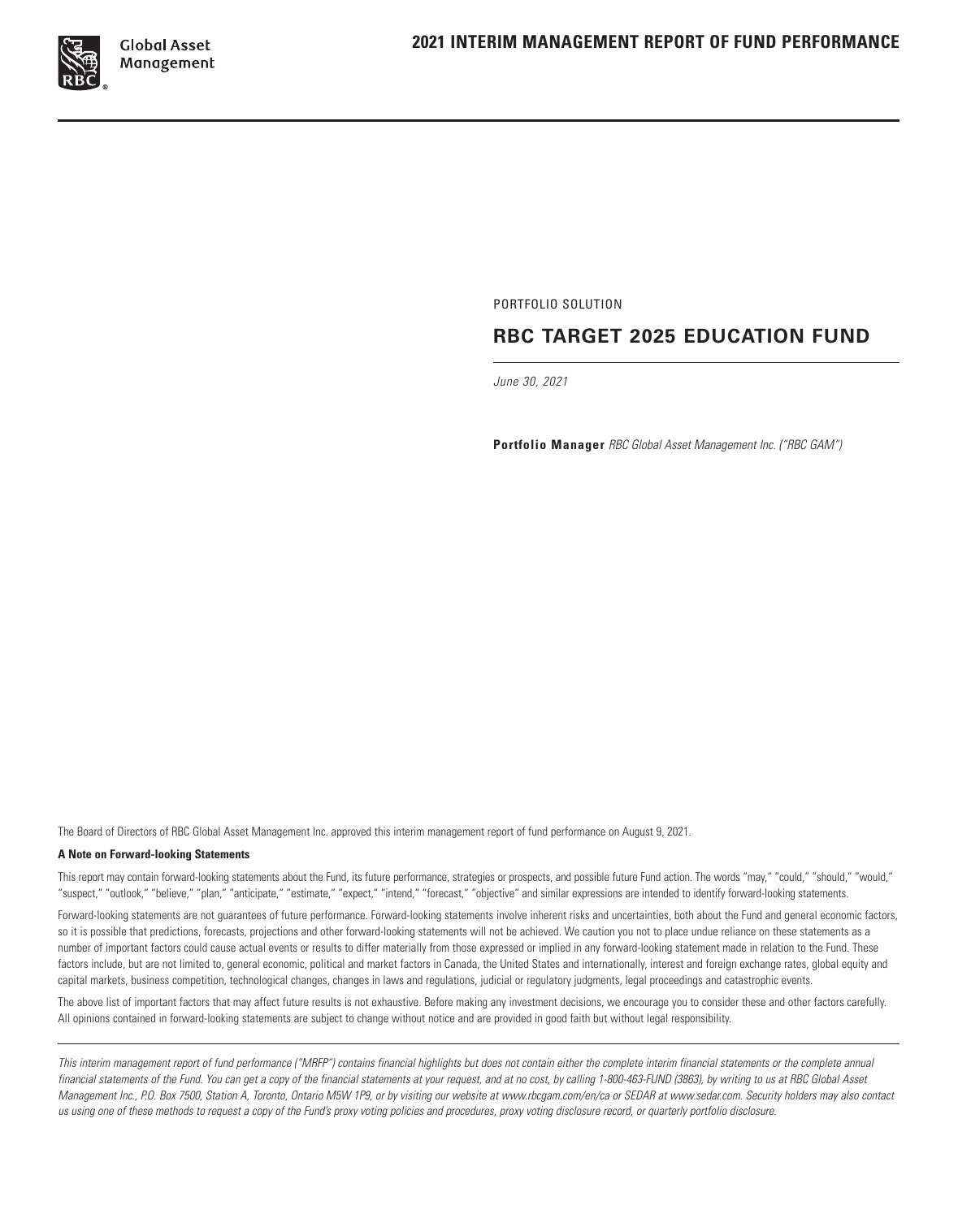# 2021 INTERIM MANAGEMENT REPORT OF FUND PERFORMANCE

PORTFOLIO SOLUTION

## RBC TARGET 2025 EDUCATION FUND

*June 30, 2021*

**Portfolio Manager** *RBC Global Asset Management Inc. ("RBC GAM")*

The Board of Directors of RBC Global Asset Management Inc. approved this interim management report of fund performance on August 9, 2021.

**A Note on Forward-looking Statements**

This report may contain forward-looking statements about the Fund, its future performance, strategies or prospects, and possible future Fund action. The words "may," "could," "should," "would," "suspect," "outlook," "believe," "plan," "anticipate," "estimate," "expect," "intend," "forecast," "objective" and similar expressions are intended to identify forward-looking statements.

Forward-looking statements are not guarantees of future performance. Forward-looking statements involve inherent risks and uncertainties, both about the Fund and general economic factors, so it is possible that predictions, forecasts, projections and other forward-looking statements will not be achieved. We caution you not to place undue reliance on these statements as a number of important factors could cause actual events or results to differ materially from those expressed or implied in any forward-looking statement made in relation to the Fund. These factors include, but are not limited to, general economic, political and market factors in Canada, the United States and internationally, interest and foreign exchange rates, global equity and capital markets, business competition, technological changes, changes in laws and regulations, judicial or regulatory judgments, legal proceedings and catastrophic events.

The above list of important factors that may affect future results is not exhaustive. Before making any investment decisions, we encourage you to consider these and other factors carefully. All opinions contained in forward-looking statements are subject to change without notice and are provided in good faith but without legal responsibility.

*This interim management report of fund performance ("MRFP") contains financial highlights but does not contain either the complete interim financial statements or the complete annual financial statements of the Fund. You can get a copy of the financial statements at your request, and at no cost, by calling 1-800-463-FUND (3863), by writing to us at RBC Global Asset Management Inc., P.O. Box 7500, Station A, Toronto, Ontario M5W 1P9, or by visiting our website at www.rbcgam.com/en/ca or SEDAR at www.sedar.com. Security holders may also contact us using one of these methods to request a copy of the Fund's proxy voting policies and procedures, proxy voting disclosure record, or quarterly portfolio disclosure.*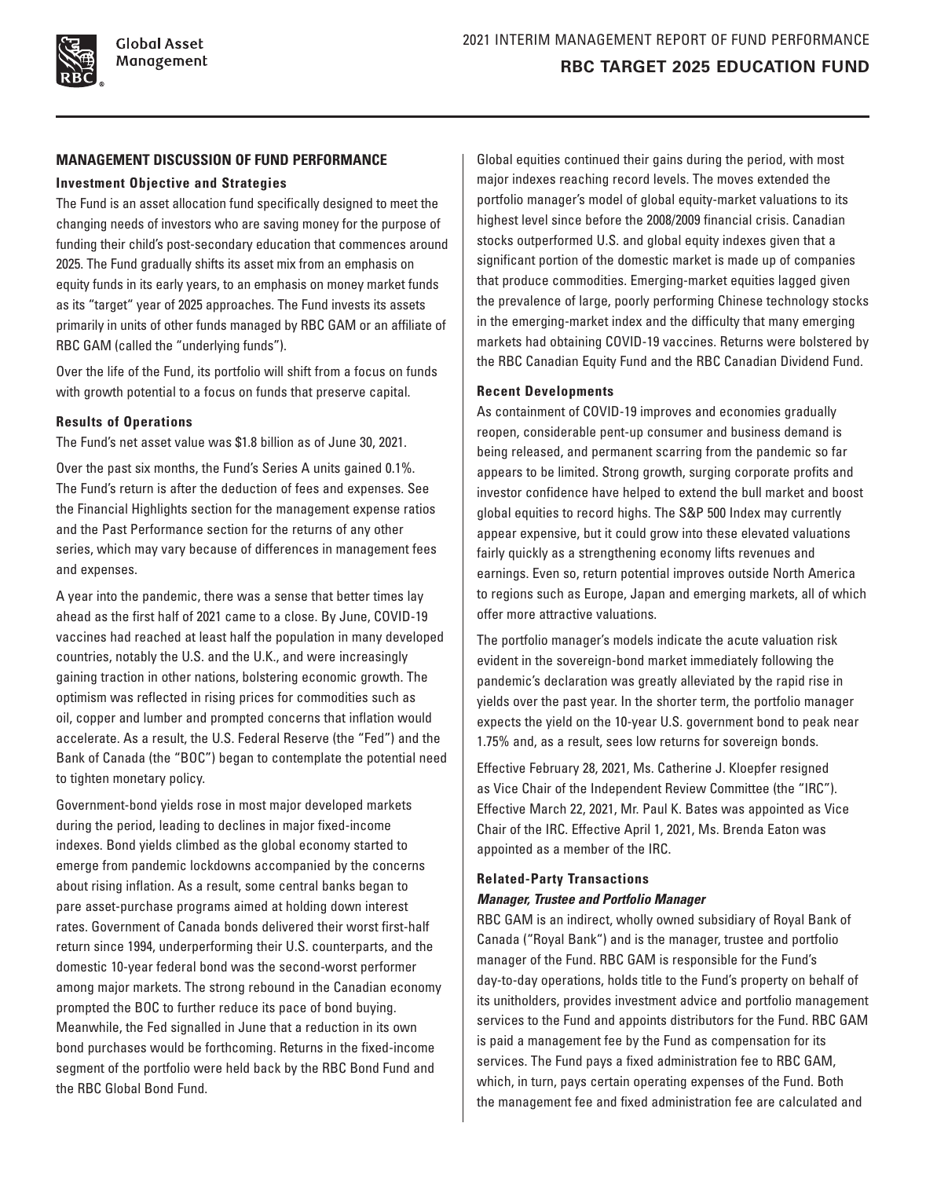## MANAGEMENT DISCUSSION OF FUND PERFORMANCE

### Investment Objective and Strategies

The Fund is an asset allocation fund specifically designed to meet the changing needs of investors who are saving money for the purpose of funding their child's post-secondary education that commences around 2025. The Fund gradually shifts its asset mix from an emphasis on equity funds in its early years, to an emphasis on money market funds as its "target" year of 2025 approaches. The Fund invests its assets primarily in units of other funds managed by RBC GAM or an affiliate of RBC GAM (called the "underlying funds").

Over the life of the Fund, its portfolio will shift from a focus on funds with growth potential to a focus on funds that preserve capital.

### Results of Operations

The Fund's net asset value was $1.8 billion as of June 30, 2021.

Over the past six months, the Fund's Series A units gained 0.1%. The Fund's return is after the deduction of fees and expenses. See the Financial Highlights section for the management expense ratios and the Past Performance section for the returns of any other series, which may vary because of differences in management fees and expenses.

A year into the pandemic, there was a sense that better times lay ahead as the first half of 2021 came to a close. By June, COVID-19 vaccines had reached at least half the population in many developed countries, notably the U.S. and the U.K., and were increasingly gaining traction in other nations, bolstering economic growth. The optimism was reflected in rising prices for commodities such as oil, copper and lumber and prompted concerns that inflation would accelerate. As a result, the U.S. Federal Reserve (the "Fed") and the Bank of Canada (the "BOC") began to contemplate the potential need to tighten monetary policy.

Government-bond yields rose in most major developed markets during the period, leading to declines in major fixed-income indexes. Bond yields climbed as the global economy started to emerge from pandemic lockdowns accompanied by the concerns about rising inflation. As a result, some central banks began to pare asset-purchase programs aimed at holding down interest rates. Government of Canada bonds delivered their worst first-half return since 1994, underperforming their U.S. counterparts, and the domestic 10-year federal bond was the second-worst performer among major markets. The strong rebound in the Canadian economy prompted the BOC to further reduce its pace of bond buying. Meanwhile, the Fed signalled in June that a reduction in its own bond purchases would be forthcoming. Returns in the fixed-income segment of the portfolio were held back by the RBC Bond Fund and the RBC Global Bond Fund.

Global equities continued their gains during the period, with most major indexes reaching record levels. The moves extended the portfolio manager's model of global equity-market valuations to its highest level since before the 2008/2009 financial crisis. Canadian stocks outperformed U.S. and global equity indexes given that a significant portion of the domestic market is made up of companies that produce commodities. Emerging-market equities lagged given the prevalence of large, poorly performing Chinese technology stocks in the emerging-market index and the difficulty that many emerging markets had obtaining COVID-19 vaccines. Returns were bolstered by the RBC Canadian Equity Fund and the RBC Canadian Dividend Fund.

### Recent Developments

As containment of COVID-19 improves and economies gradually reopen, considerable pent-up consumer and business demand is being released, and permanent scarring from the pandemic so far appears to be limited. Strong growth, surging corporate profits and investor confidence have helped to extend the bull market and boost global equities to record highs. The S&P 500 Index may currently appear expensive, but it could grow into these elevated valuations fairly quickly as a strengthening economy lifts revenues and earnings. Even so, return potential improves outside North America to regions such as Europe, Japan and emerging markets, all of which offer more attractive valuations.

The portfolio manager's models indicate the acute valuation risk evident in the sovereign-bond market immediately following the pandemic's declaration was greatly alleviated by the rapid rise in yields over the past year. In the shorter term, the portfolio manager expects the yield on the 10-year U.S. government bond to peak near 1.75% and, as a result, sees low returns for sovereign bonds.

Effective February 28, 2021, Ms. Catherine J. Kloepfer resigned as Vice Chair of the Independent Review Committee (the "IRC"). Effective March 22, 2021, Mr. Paul K. Bates was appointed as Vice Chair of the IRC. Effective April 1, 2021, Ms. Brenda Eaton was appointed as a member of the IRC.

### Related-Party Transactions

#### *Manager, Trustee and Portfolio Manager*

RBC GAM is an indirect, wholly owned subsidiary of Royal Bank of Canada ("Royal Bank") and is the manager, trustee and portfolio manager of the Fund. RBC GAM is responsible for the Fund's day-to-day operations, holds title to the Fund's property on behalf of its unitholders, provides investment advice and portfolio management services to the Fund and appoints distributors for the Fund. RBC GAM is paid a management fee by the Fund as compensation for its services. The Fund pays a fixed administration fee to RBC GAM, which, in turn, pays certain operating expenses of the Fund. Both the management fee and fixed administration fee are calculated and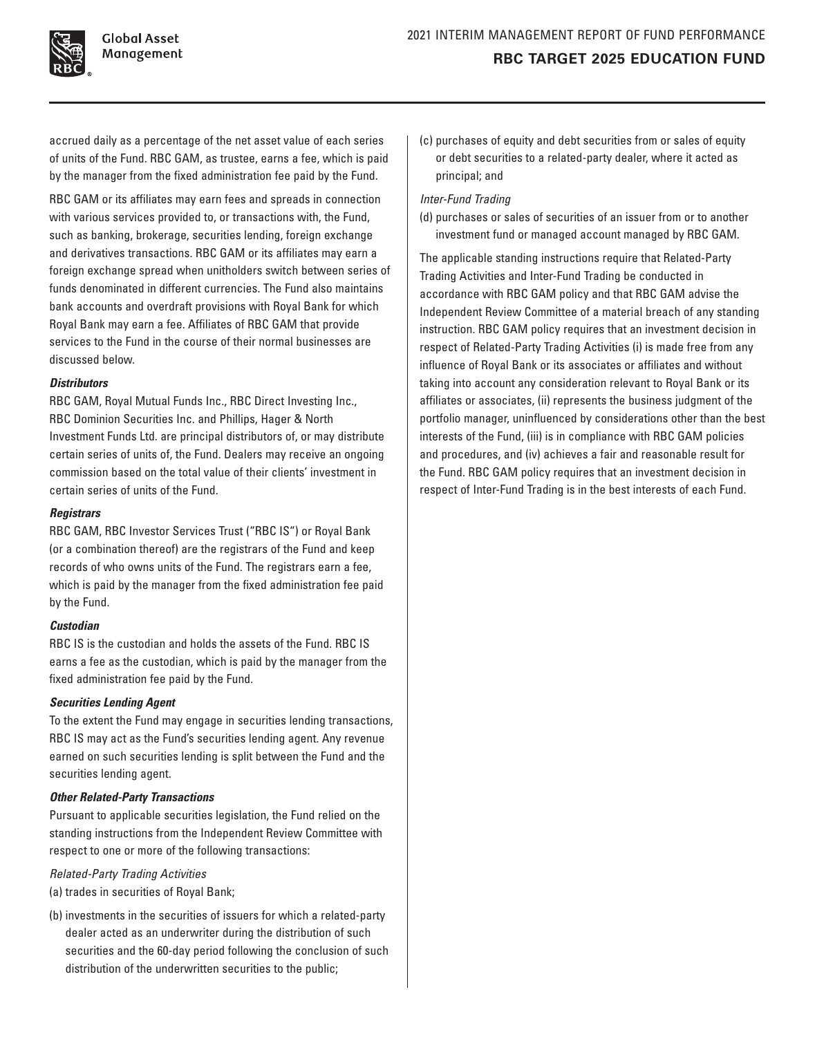accrued daily as a percentage of the net asset value of each series of units of the Fund. RBC GAM, as trustee, earns a fee, which is paid by the manager from the fixed administration fee paid by the Fund.

RBC GAM or its affiliates may earn fees and spreads in connection with various services provided to, or transactions with, the Fund, such as banking, brokerage, securities lending, foreign exchange and derivatives transactions. RBC GAM or its affiliates may earn a foreign exchange spread when unitholders switch between series of funds denominated in different currencies. The Fund also maintains bank accounts and overdraft provisions with Royal Bank for which Royal Bank may earn a fee. Affiliates of RBC GAM that provide services to the Fund in the course of their normal businesses are discussed below.

***Distributors***

RBC GAM, Royal Mutual Funds Inc., RBC Direct Investing Inc., RBC Dominion Securities Inc. and Phillips, Hager & North Investment Funds Ltd. are principal distributors of, or may distribute certain series of units of, the Fund. Dealers may receive an ongoing commission based on the total value of their clients' investment in certain series of units of the Fund.

***Registrars***

RBC GAM, RBC Investor Services Trust ("RBC IS") or Royal Bank (or a combination thereof) are the registrars of the Fund and keep records of who owns units of the Fund. The registrars earn a fee, which is paid by the manager from the fixed administration fee paid by the Fund.

***Custodian***

RBC IS is the custodian and holds the assets of the Fund. RBC IS earns a fee as the custodian, which is paid by the manager from the fixed administration fee paid by the Fund.

***Securities Lending Agent***

To the extent the Fund may engage in securities lending transactions, RBC IS may act as the Fund's securities lending agent. Any revenue earned on such securities lending is split between the Fund and the securities lending agent.

***Other Related-Party Transactions***

Pursuant to applicable securities legislation, the Fund relied on the standing instructions from the Independent Review Committee with respect to one or more of the following transactions:

*Related-Party Trading Activities*

(a) trades in securities of Royal Bank;

(b) investments in the securities of issuers for which a related-party dealer acted as an underwriter during the distribution of such securities and the 60-day period following the conclusion of such distribution of the underwritten securities to the public;

(c) purchases of equity and debt securities from or sales of equity or debt securities to a related-party dealer, where it acted as principal; and

*Inter-Fund Trading*

(d) purchases or sales of securities of an issuer from or to another investment fund or managed account managed by RBC GAM.

The applicable standing instructions require that Related-Party Trading Activities and Inter-Fund Trading be conducted in accordance with RBC GAM policy and that RBC GAM advise the Independent Review Committee of a material breach of any standing instruction. RBC GAM policy requires that an investment decision in respect of Related-Party Trading Activities (i) is made free from any influence of Royal Bank or its associates or affiliates and without taking into account any consideration relevant to Royal Bank or its affiliates or associates, (ii) represents the business judgment of the portfolio manager, uninfluenced by considerations other than the best interests of the Fund, (iii) is in compliance with RBC GAM policies and procedures, and (iv) achieves a fair and reasonable result for the Fund. RBC GAM policy requires that an investment decision in respect of Inter-Fund Trading is in the best interests of each Fund.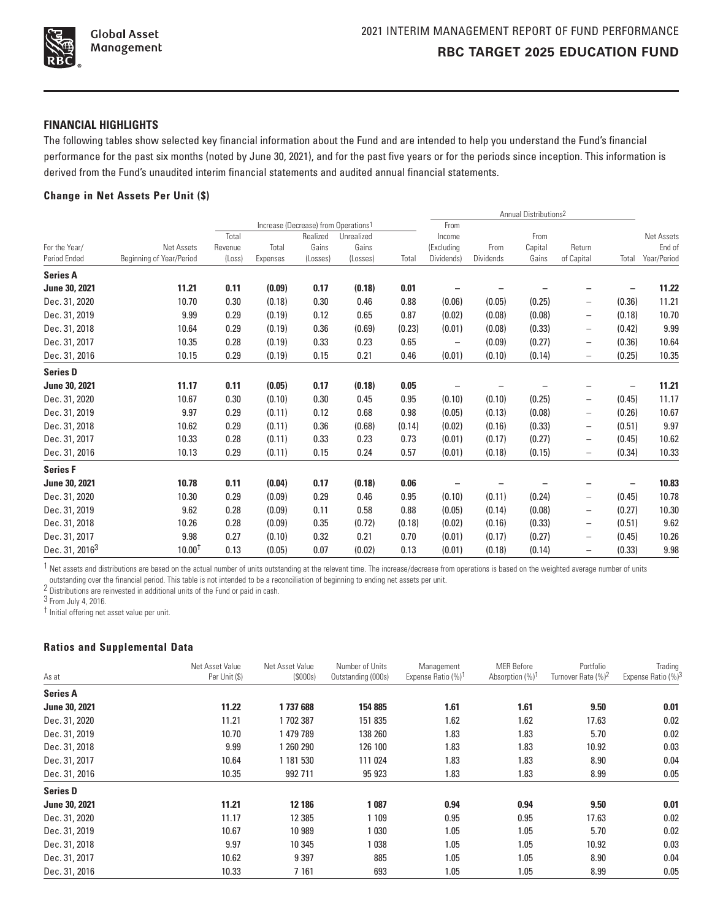## FINANCIAL HIGHLIGHTS

The following tables show selected key financial information about the Fund and are intended to help you understand the Fund's financial performance for the past six months (noted by June 30, 2021), and for the past five years or for the periods since inception. This information is derived from the Fund's unaudited interim financial statements and audited annual financial statements.

### Change in Net Assets Per Unit ($)

| | | Increase (Decrease) from Operations[1] | | | | | Annual Distributions[2] | | | | | |
|---|---|---|---|---|---|---|---|---|---|---|---|---|
| For the Year/ Period Ended | Net Assets Beginning of Year/Period | Total Revenue (Loss) | Total Expenses | Realized Gains (Losses) | Unrealized Gains (Losses) | Total | From Income (Excluding Dividends) | From Dividends | From Capital Gains | Return of Capital | Total | Net Assets End of Year/Period |
| **Series A** | | | | | | | | | | | | |
| **June 30, 2021** | **11.21** | **0.11** | **(0.09)** | **0.17** | **(0.18)** | **0.01** | **–** | **–** | **–** | **–** | **–** | **11.22** |
| Dec. 31, 2020 | 10.70 | 0.30 | (0.18) | 0.30 | 0.46 | 0.88 | (0.06) | (0.05) | (0.25) | – | (0.36) | 11.21 |
| Dec. 31, 2019 | 9.99 | 0.29 | (0.19) | 0.12 | 0.65 | 0.87 | (0.02) | (0.08) | (0.08) | – | (0.18) | 10.70 |
| Dec. 31, 2018 | 10.64 | 0.29 | (0.19) | 0.36 | (0.69) | (0.23) | (0.01) | (0.08) | (0.33) | – | (0.42) | 9.99 |
| Dec. 31, 2017 | 10.35 | 0.28 | (0.19) | 0.33 | 0.23 | 0.65 | – | (0.09) | (0.27) | – | (0.36) | 10.64 |
| Dec. 31, 2016 | 10.15 | 0.29 | (0.19) | 0.15 | 0.21 | 0.46 | (0.01) | (0.10) | (0.14) | – | (0.25) | 10.35 |
| **Series D** | | | | | | | | | | | | |
| **June 30, 2021** | **11.17** | **0.11** | **(0.05)** | **0.17** | **(0.18)** | **0.05** | **–** | **–** | **–** | **–** | **–** | **11.21** |
| Dec. 31, 2020 | 10.67 | 0.30 | (0.10) | 0.30 | 0.45 | 0.95 | (0.10) | (0.10) | (0.25) | – | (0.45) | 11.17 |
| Dec. 31, 2019 | 9.97 | 0.29 | (0.11) | 0.12 | 0.68 | 0.98 | (0.05) | (0.13) | (0.08) | – | (0.26) | 10.67 |
| Dec. 31, 2018 | 10.62 | 0.29 | (0.11) | 0.36 | (0.68) | (0.14) | (0.02) | (0.16) | (0.33) | – | (0.51) | 9.97 |
| Dec. 31, 2017 | 10.33 | 0.28 | (0.11) | 0.33 | 0.23 | 0.73 | (0.01) | (0.17) | (0.27) | – | (0.45) | 10.62 |
| Dec. 31, 2016 | 10.13 | 0.29 | (0.11) | 0.15 | 0.24 | 0.57 | (0.01) | (0.18) | (0.15) | – | (0.34) | 10.33 |
| **Series F** | | | | | | | | | | | | |
| **June 30, 2021** | **10.78** | **0.11** | **(0.04)** | **0.17** | **(0.18)** | **0.06** | **–** | **–** | **–** | **–** | **–** | **10.83** |
| Dec. 31, 2020 | 10.30 | 0.29 | (0.09) | 0.29 | 0.46 | 0.95 | (0.10) | (0.11) | (0.24) | – | (0.45) | 10.78 |
| Dec. 31, 2019 | 9.62 | 0.28 | (0.09) | 0.11 | 0.58 | 0.88 | (0.05) | (0.14) | (0.08) | – | (0.27) | 10.30 |
| Dec. 31, 2018 | 10.26 | 0.28 | (0.09) | 0.35 | (0.72) | (0.18) | (0.02) | (0.16) | (0.33) | – | (0.51) | 9.62 |
| Dec. 31, 2017 | 9.98 | 0.27 | (0.10) | 0.32 | 0.21 | 0.70 | (0.01) | (0.17) | (0.27) | – | (0.45) | 10.26 |
| Dec. 31, 2016[3] | 10.00† | 0.13 | (0.05) | 0.07 | (0.02) | 0.13 | (0.01) | (0.18) | (0.14) | – | (0.33) | 9.98 |

[1] Net assets and distributions are based on the actual number of units outstanding at the relevant time. The increase/decrease from operations is based on the weighted average number of units outstanding over the financial period. This table is not intended to be a reconciliation of beginning to ending net assets per unit.

[2] Distributions are reinvested in additional units of the Fund or paid in cash.

[3] From July 4, 2016.

† Initial offering net asset value per unit.

### Ratios and Supplemental Data

| As at | Net Asset Value Per Unit ($) | Net Asset Value ($000s) | Number of Units Outstanding (000s) | Management Expense Ratio (%)[1] | MER Before Absorption (%)[1] | Portfolio Turnover Rate (%)[2] | Trading Expense Ratio (%)[3] |
|---|---|---|---|---|---|---|---|
| **Series A** | | | | | | | |
| **June 30, 2021** | **11.22** | **1 737 688** | **154 885** | **1.61** | **1.61** | **9.50** | **0.01** |
| Dec. 31, 2020 | 11.21 | 1 702 387 | 151 835 | 1.62 | 1.62 | 17.63 | 0.02 |
| Dec. 31, 2019 | 10.70 | 1 479 789 | 138 260 | 1.83 | 1.83 | 5.70 | 0.02 |
| Dec. 31, 2018 | 9.99 | 1 260 290 | 126 100 | 1.83 | 1.83 | 10.92 | 0.03 |
| Dec. 31, 2017 | 10.64 | 1 181 530 | 111 024 | 1.83 | 1.83 | 8.90 | 0.04 |
| Dec. 31, 2016 | 10.35 | 992 711 | 95 923 | 1.83 | 1.83 | 8.99 | 0.05 |
| **Series D** | | | | | | | |
| **June 30, 2021** | **11.21** | **12 186** | **1 087** | **0.94** | **0.94** | **9.50** | **0.01** |
| Dec. 31, 2020 | 11.17 | 12 385 | 1 109 | 0.95 | 0.95 | 17.63 | 0.02 |
| Dec. 31, 2019 | 10.67 | 10 989 | 1 030 | 1.05 | 1.05 | 5.70 | 0.02 |
| Dec. 31, 2018 | 9.97 | 10 345 | 1 038 | 1.05 | 1.05 | 10.92 | 0.03 |
| Dec. 31, 2017 | 10.62 | 9 397 | 885 | 1.05 | 1.05 | 8.90 | 0.04 |
| Dec. 31, 2016 | 10.33 | 7 161 | 693 | 1.05 | 1.05 | 8.99 | 0.05 |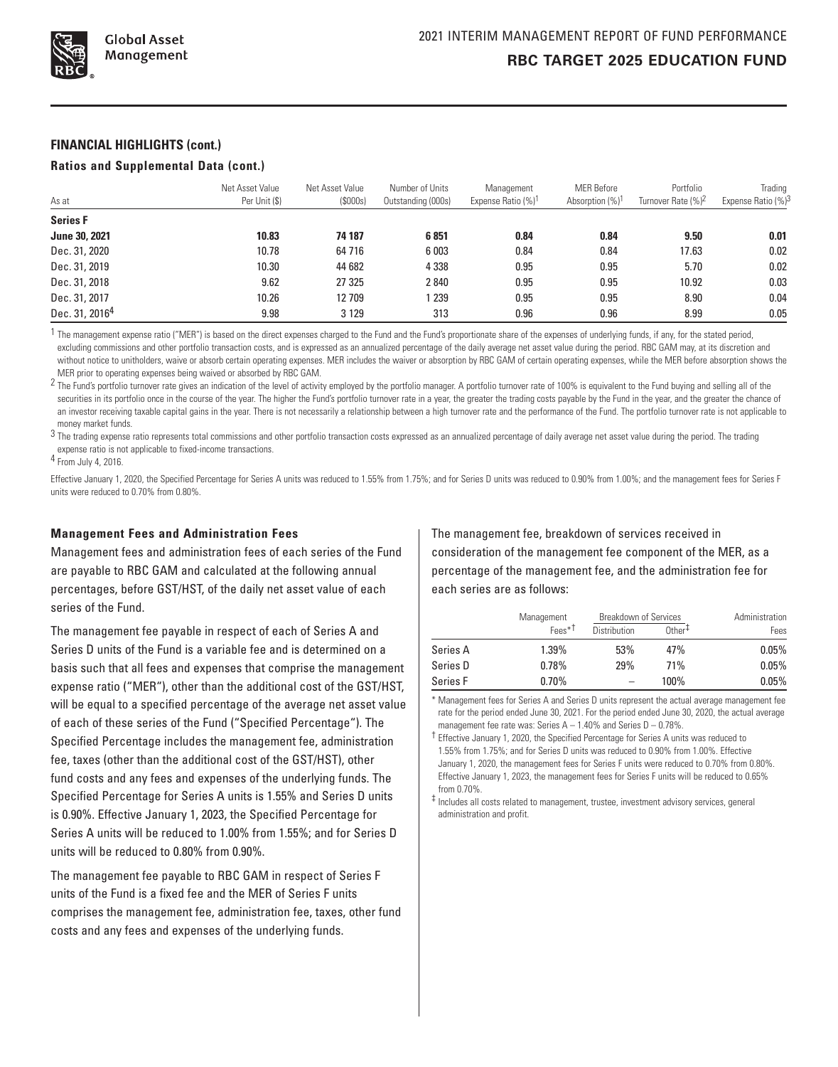## FINANCIAL HIGHLIGHTS (cont.)

### Ratios and Supplemental Data (cont.)

| As at | Net Asset Value Per Unit ($) | Net Asset Value ($000s) | Number of Units Outstanding (000s) | Management Expense Ratio (%)[1] | MER Before Absorption (%)[1] | Portfolio Turnover Rate (%)[2] | Trading Expense Ratio (%)[3] |
|---|---|---|---|---|---|---|---|
| **Series F** | | | | | | | |
| **June 30, 2021** | **10.83** | **74 187** | **6 851** | **0.84** | **0.84** | **9.50** | **0.01** |
| Dec. 31, 2020 | 10.78 | 64 716 | 6 003 | 0.84 | 0.84 | 17.63 | 0.02 |
| Dec. 31, 2019 | 10.30 | 44 682 | 4 338 | 0.95 | 0.95 | 5.70 | 0.02 |
| Dec. 31, 2018 | 9.62 | 27 325 | 2 840 | 0.95 | 0.95 | 10.92 | 0.03 |
| Dec. 31, 2017 | 10.26 | 12 709 | 1 239 | 0.95 | 0.95 | 8.90 | 0.04 |
| Dec. 31, 2016[4] | 9.98 | 3 129 | 313 | 0.96 | 0.96 | 8.99 | 0.05 |

[1] The management expense ratio ("MER") is based on the direct expenses charged to the Fund and the Fund's proportionate share of the expenses of underlying funds, if any, for the stated period, excluding commissions and other portfolio transaction costs, and is expressed as an annualized percentage of the daily average net asset value during the period. RBC GAM may, at its discretion and without notice to unitholders, waive or absorb certain operating expenses. MER includes the waiver or absorption by RBC GAM of certain operating expenses, while the MER before absorption shows the MER prior to operating expenses being waived or absorbed by RBC GAM.

[2] The Fund's portfolio turnover rate gives an indication of the level of activity employed by the portfolio manager. A portfolio turnover rate of 100% is equivalent to the Fund buying and selling all of the securities in its portfolio once in the course of the year. The higher the Fund's portfolio turnover rate in a year, the greater the trading costs payable by the Fund in the year, and the greater the chance of an investor receiving taxable capital gains in the year. There is not necessarily a relationship between a high turnover rate and the performance of the Fund. The portfolio turnover rate is not applicable to money market funds.

[3] The trading expense ratio represents total commissions and other portfolio transaction costs expressed as an annualized percentage of daily average net asset value during the period. The trading expense ratio is not applicable to fixed-income transactions.

[4] From July 4, 2016.

Effective January 1, 2020, the Specified Percentage for Series A units was reduced to 1.55% from 1.75%; and for Series D units was reduced to 0.90% from 1.00%; and the management fees for Series F units were reduced to 0.70% from 0.80%.

### Management Fees and Administration Fees

Management fees and administration fees of each series of the Fund are payable to RBC GAM and calculated at the following annual percentages, before GST/HST, of the daily net asset value of each series of the Fund.

The management fee payable in respect of each of Series A and Series D units of the Fund is a variable fee and is determined on a basis such that all fees and expenses that comprise the management expense ratio ("MER"), other than the additional cost of the GST/HST, will be equal to a specified percentage of the average net asset value of each of these series of the Fund ("Specified Percentage"). The Specified Percentage includes the management fee, administration fee, taxes (other than the additional cost of the GST/HST), other fund costs and any fees and expenses of the underlying funds. The Specified Percentage for Series A units is 1.55% and Series D units is 0.90%. Effective January 1, 2023, the Specified Percentage for Series A units will be reduced to 1.00% from 1.55%; and for Series D units will be reduced to 0.80% from 0.90%.

The management fee payable to RBC GAM in respect of Series F units of the Fund is a fixed fee and the MER of Series F units comprises the management fee, administration fee, taxes, other fund costs and any fees and expenses of the underlying funds.

The management fee, breakdown of services received in consideration of the management fee component of the MER, as a percentage of the management fee, and the administration fee for each series are as follows:

| | Management Fees*† | Breakdown of Services | | Administration Fees |
|---|---|---|---|---|
| | | Distribution | Other‡ | |
| Series A | 1.39% | 53% | 47% | 0.05% |
| Series D | 0.78% | 29% | 71% | 0.05% |
| Series F | 0.70% | – | 100% | 0.05% |

\* Management fees for Series A and Series D units represent the actual average management fee rate for the period ended June 30, 2021. For the period ended June 30, 2020, the actual average management fee rate was: Series A – 1.40% and Series D – 0.78%.

† Effective January 1, 2020, the Specified Percentage for Series A units was reduced to 1.55% from 1.75%; and for Series D units was reduced to 0.90% from 1.00%. Effective January 1, 2020, the management fees for Series F units were reduced to 0.70% from 0.80%. Effective January 1, 2023, the management fees for Series F units will be reduced to 0.65% from 0.70%.

‡ Includes all costs related to management, trustee, investment advisory services, general administration and profit.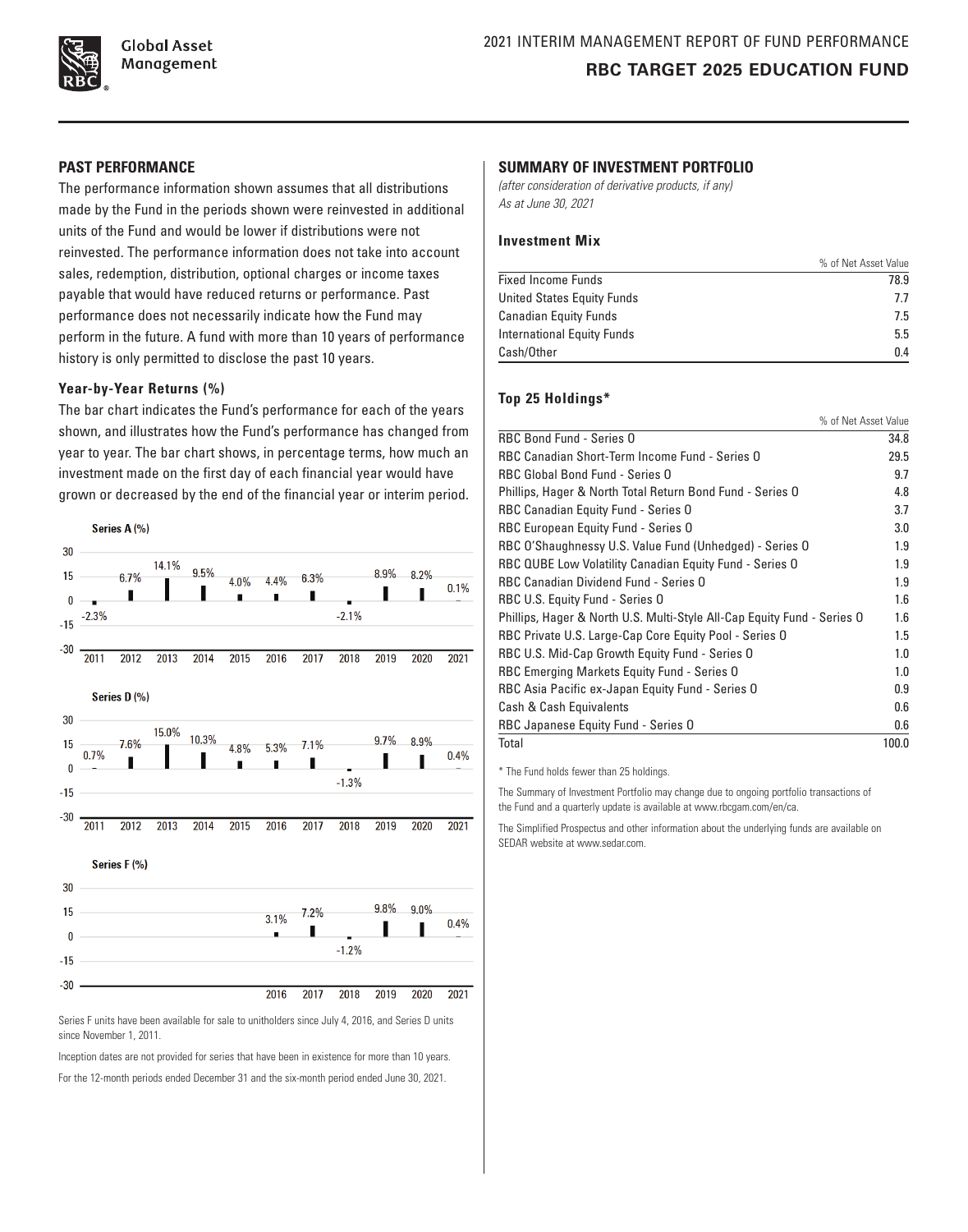## PAST PERFORMANCE

The performance information shown assumes that all distributions made by the Fund in the periods shown were reinvested in additional units of the Fund and would be lower if distributions were not reinvested. The performance information does not take into account sales, redemption, distribution, optional charges or income taxes payable that would have reduced returns or performance. Past performance does not necessarily indicate how the Fund may perform in the future. A fund with more than 10 years of performance history is only permitted to disclose the past 10 years.

### Year-by-Year Returns (%)

The bar chart indicates the Fund's performance for each of the years shown, and illustrates how the Fund's performance has changed from year to year. The bar chart shows, in percentage terms, how much an investment made on the first day of each financial year would have grown or decreased by the end of the financial year or interim period.

Series A (%)

30
15
0
-15
-30

2011: -2.3%
2012: 6.7%
2013: 14.1%
2014: 9.5%
2015: 4.0%
2016: 4.4%
2017: 6.3%
2018: -2.1%
2019: 8.9%
2020: 8.2%
2021: 0.1%

Series D (%)

30
15
0
-15
-30

2011: 0.7%
2012: 7.6%
2013: 15.0%
2014: 10.3%
2015: 4.8%
2016: 5.3%
2017: 7.1%
2018: -1.3%
2019: 9.7%
2020: 8.9%
2021: 0.4%

Series F (%)

30
15
0
-15
-30

2016: 3.1%
2017: 7.2%
2018: -1.2%
2019: 9.8%
2020: 9.0%
2021: 0.4%

Series F units have been available for sale to unitholders since July 4, 2016, and Series D units since November 1, 2011.

Inception dates are not provided for series that have been in existence for more than 10 years.

For the 12-month periods ended December 31 and the six-month period ended June 30, 2021.

## SUMMARY OF INVESTMENT PORTFOLIO

*(after consideration of derivative products, if any)*
*As at June 30, 2021*

### Investment Mix

| | % of Net Asset Value |
|---|---|
| Fixed Income Funds | 78.9 |
| United States Equity Funds | 7.7 |
| Canadian Equity Funds | 7.5 |
| International Equity Funds | 5.5 |
| Cash/Other | 0.4 |

### Top 25 Holdings*

| | % of Net Asset Value |
|---|---|
| RBC Bond Fund - Series O | 34.8 |
| RBC Canadian Short-Term Income Fund - Series O | 29.5 |
| RBC Global Bond Fund - Series O | 9.7 |
| Phillips, Hager & North Total Return Bond Fund - Series O | 4.8 |
| RBC Canadian Equity Fund - Series O | 3.7 |
| RBC European Equity Fund - Series O | 3.0 |
| RBC O'Shaughnessy U.S. Value Fund (Unhedged) - Series O | 1.9 |
| RBC QUBE Low Volatility Canadian Equity Fund - Series O | 1.9 |
| RBC Canadian Dividend Fund - Series O | 1.9 |
| RBC U.S. Equity Fund - Series O | 1.6 |
| Phillips, Hager & North U.S. Multi-Style All-Cap Equity Fund - Series O | 1.6 |
| RBC Private U.S. Large-Cap Core Equity Pool - Series O | 1.5 |
| RBC U.S. Mid-Cap Growth Equity Fund - Series O | 1.0 |
| RBC Emerging Markets Equity Fund - Series O | 1.0 |
| RBC Asia Pacific ex-Japan Equity Fund - Series O | 0.9 |
| Cash & Cash Equivalents | 0.6 |
| RBC Japanese Equity Fund - Series O | 0.6 |
| Total | 100.0 |

* The Fund holds fewer than 25 holdings.

The Summary of Investment Portfolio may change due to ongoing portfolio transactions of the Fund and a quarterly update is available at www.rbcgam.com/en/ca.

The Simplified Prospectus and other information about the underlying funds are available on SEDAR website at www.sedar.com.